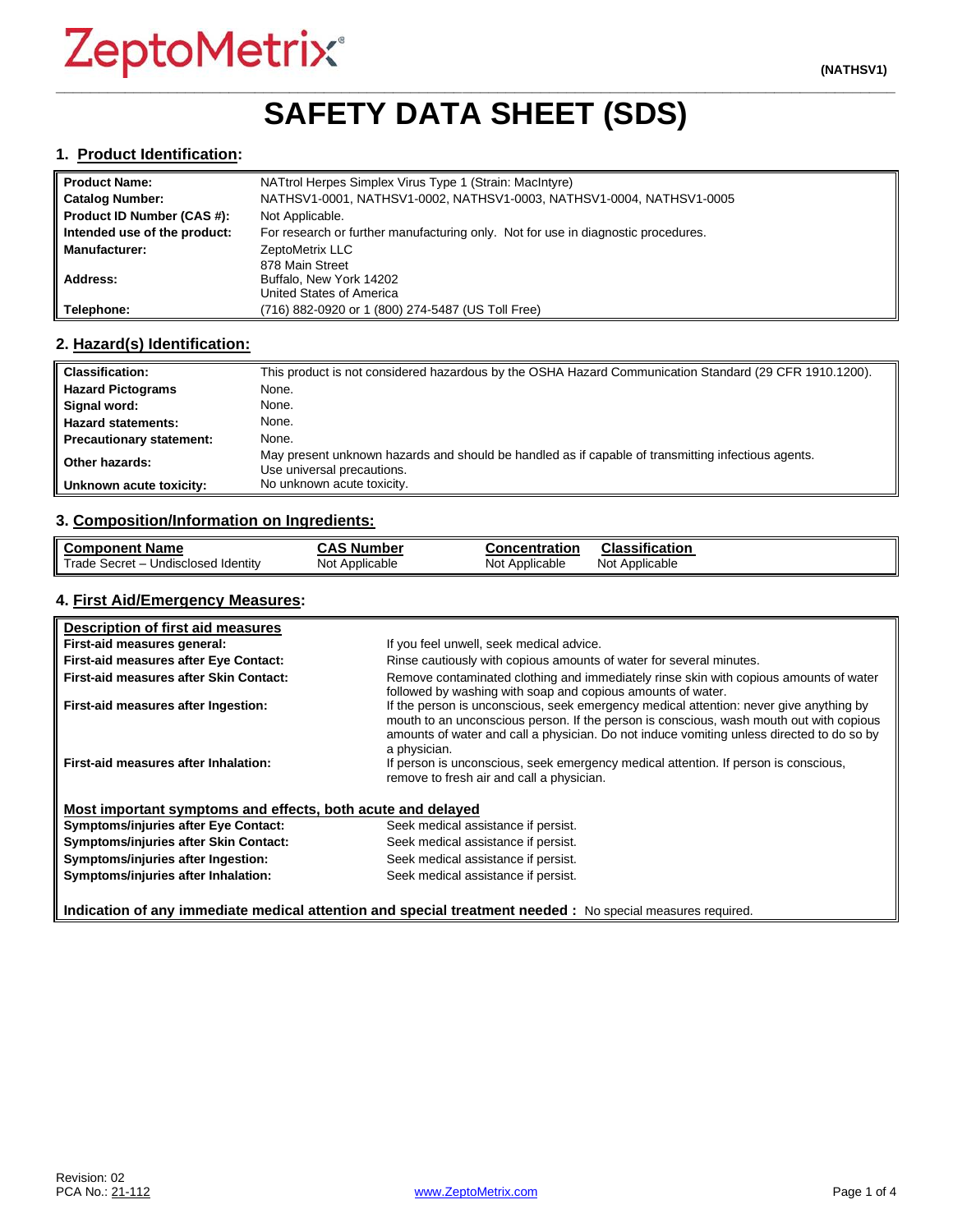ZeptoMetrix®

(NATHSV1)

# SAFETY DATA SHEET (SDS)

## 1. Product Identification:

| | |
|---|---|
| **Product Name:** | NATtrol Herpes Simplex Virus Type 1 (Strain: MacIntyre) |
| **Catalog Number:** | NATHSV1-0001, NATHSV1-0002, NATHSV1-0003, NATHSV1-0004, NATHSV1-0005 |
| **Product ID Number (CAS #):** | Not Applicable. |
| **Intended use of the product:** | For research or further manufacturing only. Not for use in diagnostic procedures. |
| **Manufacturer:** | ZeptoMetrix LLC |
| **Address:** | 878 Main Street<br>Buffalo, New York 14202<br>United States of America |
| **Telephone:** | (716) 882-0920 or 1 (800) 274-5487 (US Toll Free) |

## 2. Hazard(s) Identification:

| | |
|---|---|
| **Classification:** | This product is not considered hazardous by the OSHA Hazard Communication Standard (29 CFR 1910.1200). |
| **Hazard Pictograms** | None. |
| **Signal word:** | None. |
| **Hazard statements:** | None. |
| **Precautionary statement:** | None. |
| **Other hazards:** | May present unknown hazards and should be handled as if capable of transmitting infectious agents. Use universal precautions. |
| **Unknown acute toxicity:** | No unknown acute toxicity. |

## 3. Composition/Information on Ingredients:

| Component Name | CAS Number | Concentration | Classification |
|---|---|---|---|
| Trade Secret – Undisclosed Identity | Not Applicable | Not Applicable | Not Applicable |

## 4. First Aid/Emergency Measures:

**Description of first aid measures**

| | |
|---|---|
| **First-aid measures general:** | If you feel unwell, seek medical advice. |
| **First-aid measures after Eye Contact:** | Rinse cautiously with copious amounts of water for several minutes. |
| **First-aid measures after Skin Contact:** | Remove contaminated clothing and immediately rinse skin with copious amounts of water followed by washing with soap and copious amounts of water. |
| **First-aid measures after Ingestion:** | If the person is unconscious, seek emergency medical attention: never give anything by mouth to an unconscious person. If the person is conscious, wash mouth out with copious amounts of water and call a physician. Do not induce vomiting unless directed to do so by a physician. |
| **First-aid measures after Inhalation:** | If person is unconscious, seek emergency medical attention. If person is conscious, remove to fresh air and call a physician. |

**Most important symptoms and effects, both acute and delayed**

| | |
|---|---|
| **Symptoms/injuries after Eye Contact:** | Seek medical assistance if persist. |
| **Symptoms/injuries after Skin Contact:** | Seek medical assistance if persist. |
| **Symptoms/injuries after Ingestion:** | Seek medical assistance if persist. |
| **Symptoms/injuries after Inhalation:** | Seek medical assistance if persist. |

**Indication of any immediate medical attention and special treatment needed :** No special measures required.

Revision: 02
PCA No.: 21-112

www.ZeptoMetrix.com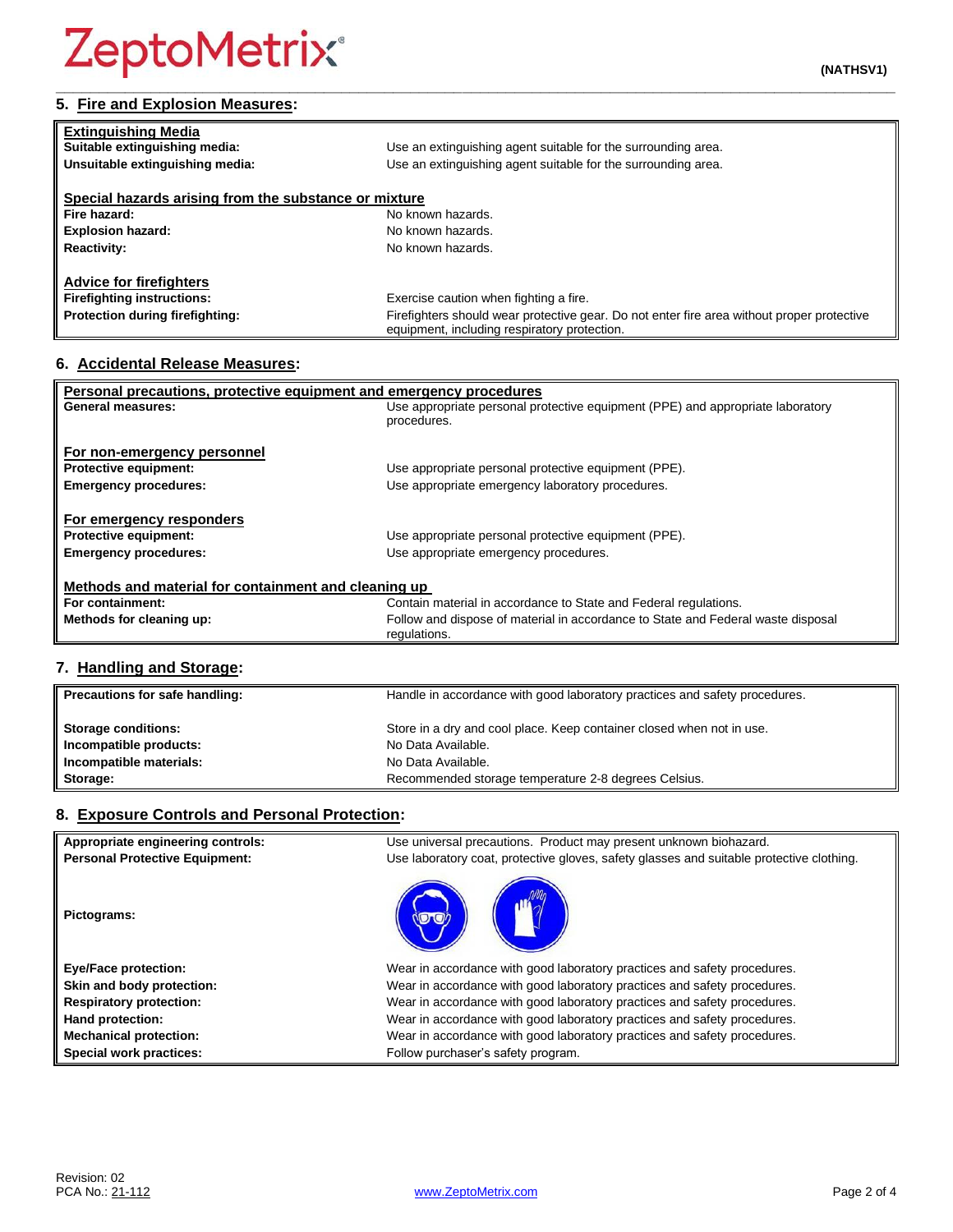## 5. Fire and Explosion Measures:

| **Extinguishing Media** | |
|---|---|
| **Suitable extinguishing media:** | Use an extinguishing agent suitable for the surrounding area. |
| **Unsuitable extinguishing media:** | Use an extinguishing agent suitable for the surrounding area. |
| **Special hazards arising from the substance or mixture** | |
| **Fire hazard:** | No known hazards. |
| **Explosion hazard:** | No known hazards. |
| **Reactivity:** | No known hazards. |
| **Advice for firefighters** | |
| **Firefighting instructions:** | Exercise caution when fighting a fire. |
| **Protection during firefighting:** | Firefighters should wear protective gear. Do not enter fire area without proper protective equipment, including respiratory protection. |

## 6. Accidental Release Measures:

| **Personal precautions, protective equipment and emergency procedures** | |
|---|---|
| **General measures:** | Use appropriate personal protective equipment (PPE) and appropriate laboratory procedures. |
| **For non-emergency personnel** | |
| **Protective equipment:** | Use appropriate personal protective equipment (PPE). |
| **Emergency procedures:** | Use appropriate emergency laboratory procedures. |
| **For emergency responders** | |
| **Protective equipment:** | Use appropriate personal protective equipment (PPE). |
| **Emergency procedures:** | Use appropriate emergency procedures. |
| **Methods and material for containment and cleaning up** | |
| **For containment:** | Contain material in accordance to State and Federal regulations. |
| **Methods for cleaning up:** | Follow and dispose of material in accordance to State and Federal waste disposal regulations. |

## 7. Handling and Storage:

| | |
|---|---|
| **Precautions for safe handling:** | Handle in accordance with good laboratory practices and safety procedures. |
| **Storage conditions:** | Store in a dry and cool place. Keep container closed when not in use. |
| **Incompatible products:** | No Data Available. |
| **Incompatible materials:** | No Data Available. |
| **Storage:** | Recommended storage temperature 2-8 degrees Celsius. |

## 8. Exposure Controls and Personal Protection:

| | |
|---|---|
| **Appropriate engineering controls:** | Use universal precautions. Product may present unknown biohazard. |
| **Personal Protective Equipment:** | Use laboratory coat, protective gloves, safety glasses and suitable protective clothing. |
| **Pictograms:** | |
| **Eye/Face protection:** | Wear in accordance with good laboratory practices and safety procedures. |
| **Skin and body protection:** | Wear in accordance with good laboratory practices and safety procedures. |
| **Respiratory protection:** | Wear in accordance with good laboratory practices and safety procedures. |
| **Hand protection:** | Wear in accordance with good laboratory practices and safety procedures. |
| **Mechanical protection:** | Wear in accordance with good laboratory practices and safety procedures. |
| **Special work practices:** | Follow purchaser's safety program. |

Revision: 02
PCA No.: 21-112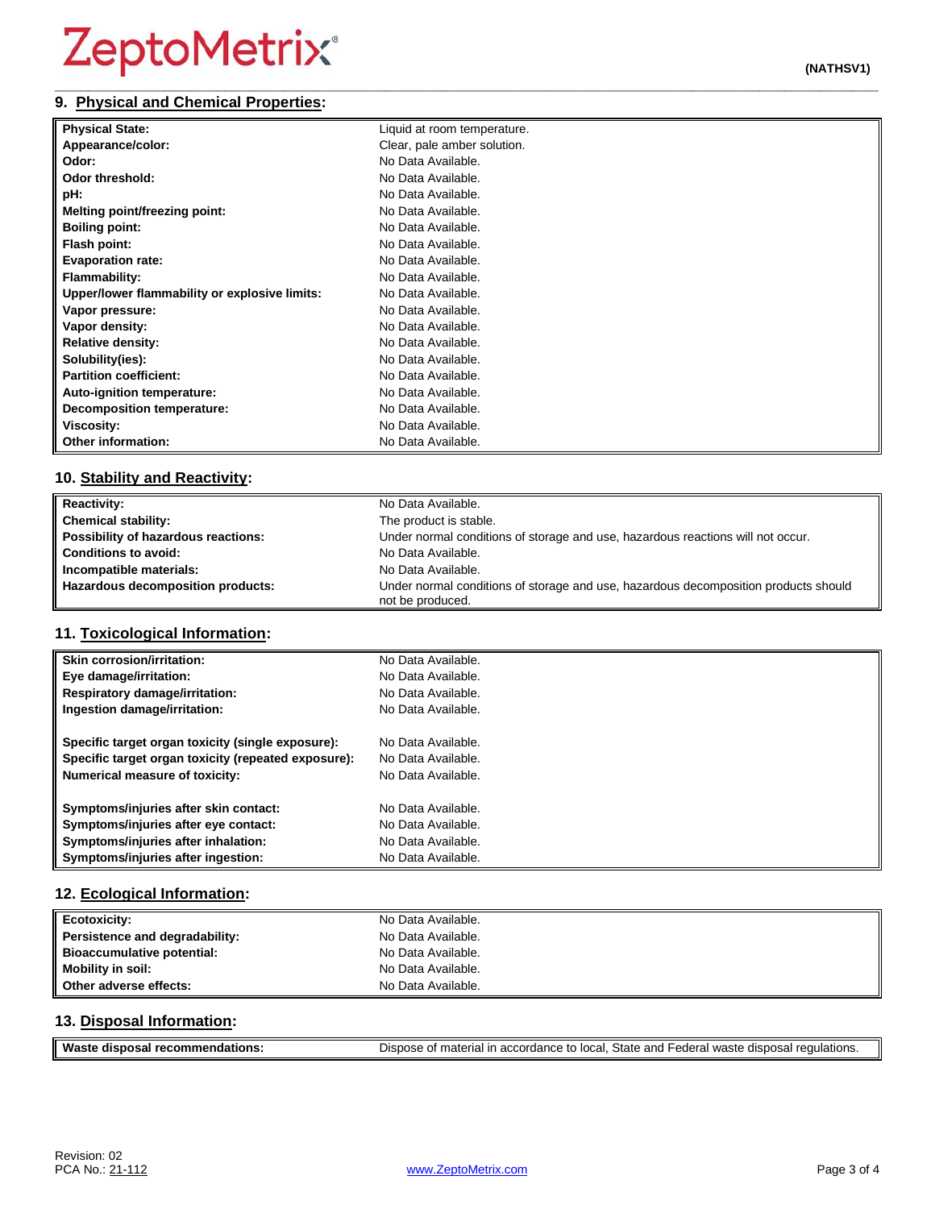## 9. Physical and Chemical Properties:

| | |
|---|---|
| **Physical State:** | Liquid at room temperature. |
| **Appearance/color:** | Clear, pale amber solution. |
| **Odor:** | No Data Available. |
| **Odor threshold:** | No Data Available. |
| **pH:** | No Data Available. |
| **Melting point/freezing point:** | No Data Available. |
| **Boiling point:** | No Data Available. |
| **Flash point:** | No Data Available. |
| **Evaporation rate:** | No Data Available. |
| **Flammability:** | No Data Available. |
| **Upper/lower flammability or explosive limits:** | No Data Available. |
| **Vapor pressure:** | No Data Available. |
| **Vapor density:** | No Data Available. |
| **Relative density:** | No Data Available. |
| **Solubility(ies):** | No Data Available. |
| **Partition coefficient:** | No Data Available. |
| **Auto-ignition temperature:** | No Data Available. |
| **Decomposition temperature:** | No Data Available. |
| **Viscosity:** | No Data Available. |
| **Other information:** | No Data Available. |

## 10. Stability and Reactivity:

| | |
|---|---|
| **Reactivity:** | No Data Available. |
| **Chemical stability:** | The product is stable. |
| **Possibility of hazardous reactions:** | Under normal conditions of storage and use, hazardous reactions will not occur. |
| **Conditions to avoid:** | No Data Available. |
| **Incompatible materials:** | No Data Available. |
| **Hazardous decomposition products:** | Under normal conditions of storage and use, hazardous decomposition products should not be produced. |

## 11. Toxicological Information:

| | |
|---|---|
| **Skin corrosion/irritation:** | No Data Available. |
| **Eye damage/irritation:** | No Data Available. |
| **Respiratory damage/irritation:** | No Data Available. |
| **Ingestion damage/irritation:** | No Data Available. |
| **Specific target organ toxicity (single exposure):** | No Data Available. |
| **Specific target organ toxicity (repeated exposure):** | No Data Available. |
| **Numerical measure of toxicity:** | No Data Available. |
| **Symptoms/injuries after skin contact:** | No Data Available. |
| **Symptoms/injuries after eye contact:** | No Data Available. |
| **Symptoms/injuries after inhalation:** | No Data Available. |
| **Symptoms/injuries after ingestion:** | No Data Available. |

## 12. Ecological Information:

| | |
|---|---|
| **Ecotoxicity:** | No Data Available. |
| **Persistence and degradability:** | No Data Available. |
| **Bioaccumulative potential:** | No Data Available. |
| **Mobility in soil:** | No Data Available. |
| **Other adverse effects:** | No Data Available. |

## 13. Disposal Information:

| | |
|---|---|
| **Waste disposal recommendations:** | Dispose of material in accordance to local, State and Federal waste disposal regulations. |

Revision: 02
PCA No.: 21-112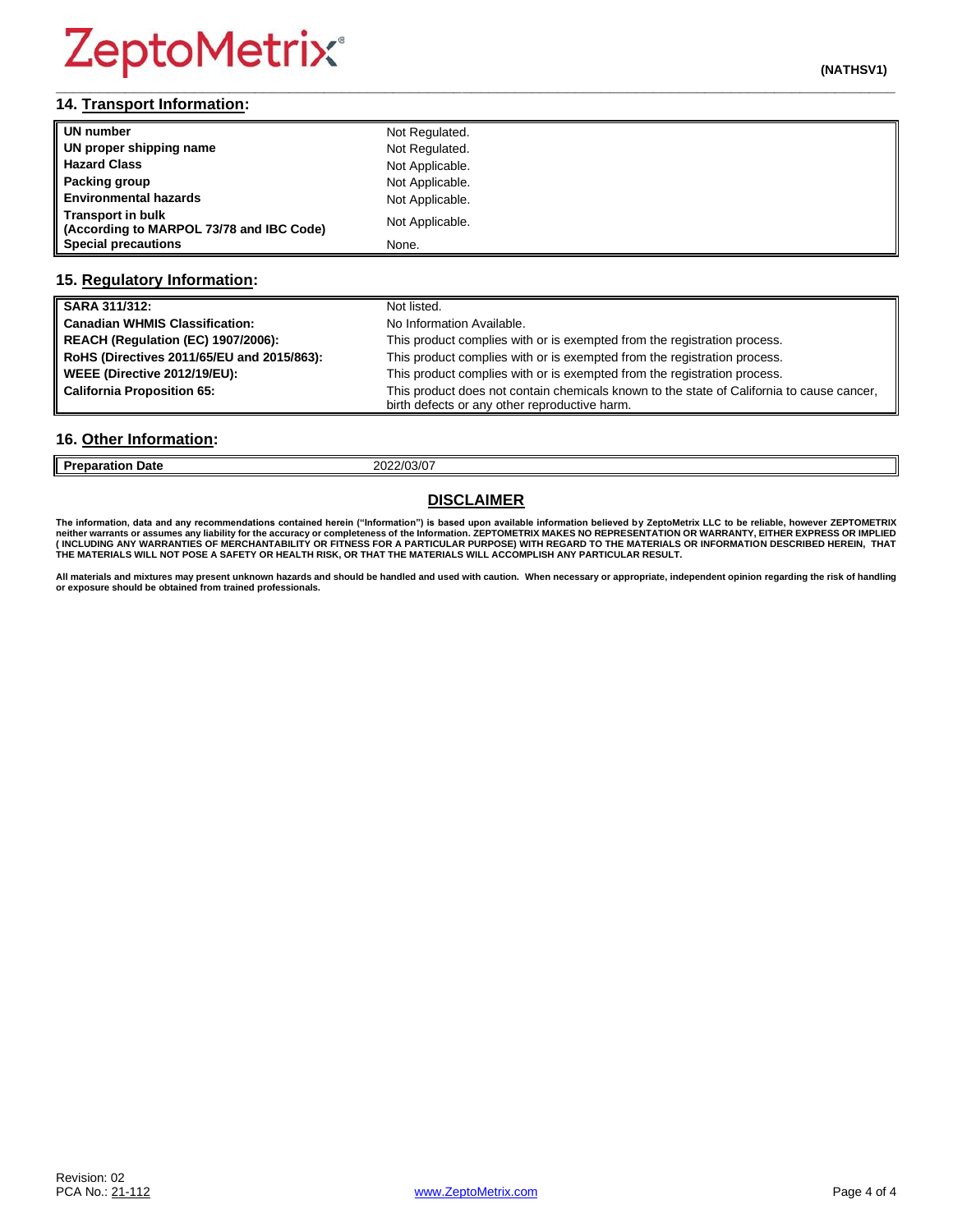## 14. Transport Information:

| | |
|---|---|
| **UN number** | Not Regulated. |
| **UN proper shipping name** | Not Regulated. |
| **Hazard Class** | Not Applicable. |
| **Packing group** | Not Applicable. |
| **Environmental hazards** | Not Applicable. |
| **Transport in bulk (According to MARPOL 73/78 and IBC Code)** | Not Applicable. |
| **Special precautions** | None. |

## 15. Regulatory Information:

| | |
|---|---|
| **SARA 311/312:** | Not listed. |
| **Canadian WHMIS Classification:** | No Information Available. |
| **REACH (Regulation (EC) 1907/2006):** | This product complies with or is exempted from the registration process. |
| **RoHS (Directives 2011/65/EU and 2015/863):** | This product complies with or is exempted from the registration process. |
| **WEEE (Directive 2012/19/EU):** | This product complies with or is exempted from the registration process. |
| **California Proposition 65:** | This product does not contain chemicals known to the state of California to cause cancer, birth defects or any other reproductive harm. |

## 16. Other Information:

| | |
|---|---|
| **Preparation Date** | 2022/03/07 |

## DISCLAIMER

**The information, data and any recommendations contained herein ("Information") is based upon available information believed by ZeptoMetrix LLC to be reliable, however ZEPTOMETRIX neither warrants or assumes any liability for the accuracy or completeness of the Information. ZEPTOMETRIX MAKES NO REPRESENTATION OR WARRANTY, EITHER EXPRESS OR IMPLIED ( INCLUDING ANY WARRANTIES OF MERCHANTABILITY OR FITNESS FOR A PARTICULAR PURPOSE) WITH REGARD TO THE MATERIALS OR INFORMATION DESCRIBED HEREIN, THAT THE MATERIALS WILL NOT POSE A SAFETY OR HEALTH RISK, OR THAT THE MATERIALS WILL ACCOMPLISH ANY PARTICULAR RESULT.**

**All materials and mixtures may present unknown hazards and should be handled and used with caution. When necessary or appropriate, independent opinion regarding the risk of handling or exposure should be obtained from trained professionals.**